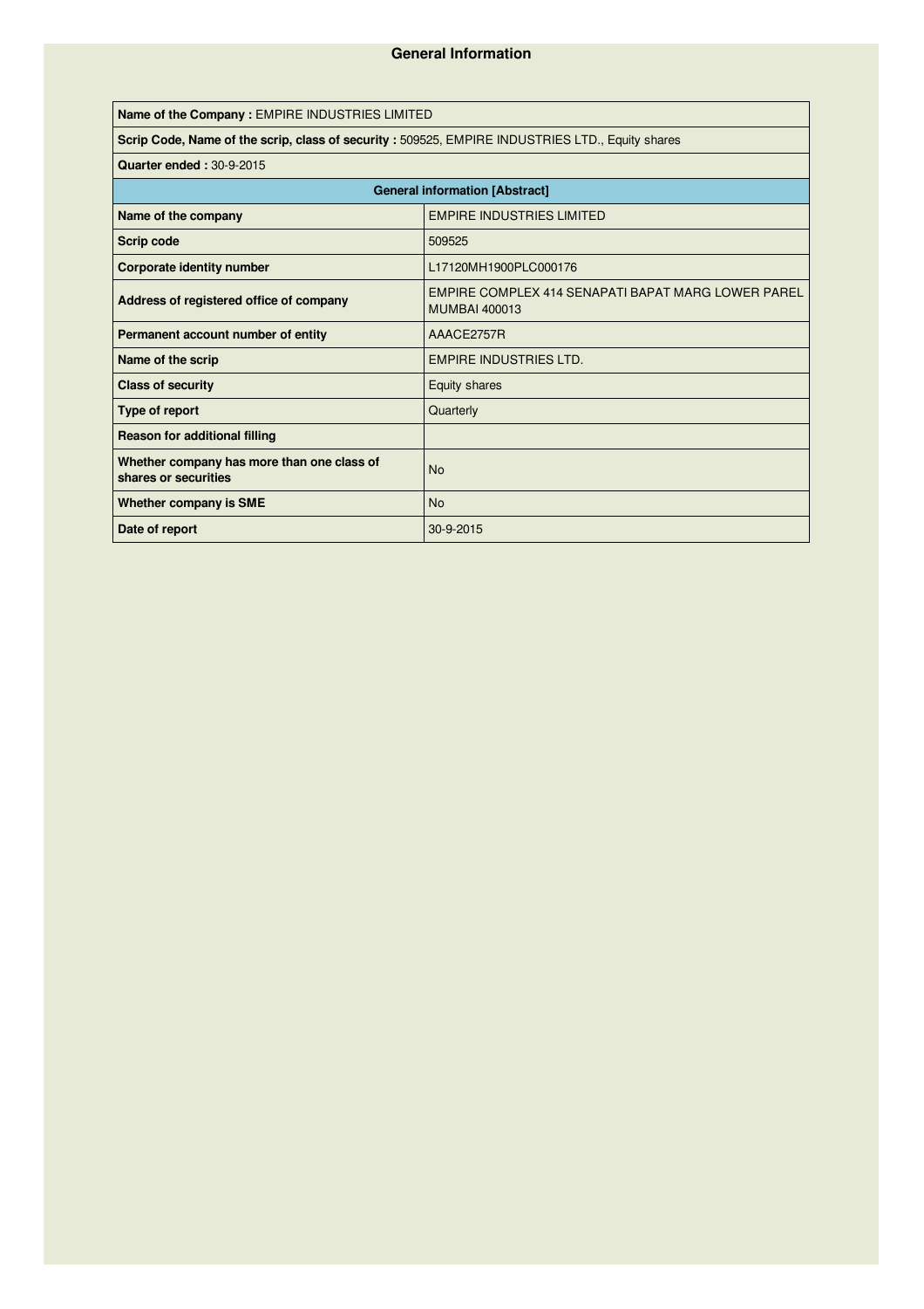# General Information

| Name of the Company : EMPIRE INDUSTRIES LIMITED | |
|---|---|
| **Scrip Code, Name of the scrip, class of security :** 509525, EMPIRE INDUSTRIES LTD., Equity shares | |
| **Quarter ended :** 30-9-2015 | |
| **General information [Abstract]** | |
| **Name of the company** | EMPIRE INDUSTRIES LIMITED |
| **Scrip code** | 509525 |
| **Corporate identity number** | L17120MH1900PLC000176 |
| **Address of registered office of company** | EMPIRE COMPLEX 414 SENAPATI BAPAT MARG LOWER PAREL MUMBAI 400013 |
| **Permanent account number of entity** | AAACE2757R |
| **Name of the scrip** | EMPIRE INDUSTRIES LTD. |
| **Class of security** | Equity shares |
| **Type of report** | Quarterly |
| **Reason for additional filling** | |
| **Whether company has more than one class of shares or securities** | No |
| **Whether company is SME** | No |
| **Date of report** | 30-9-2015 |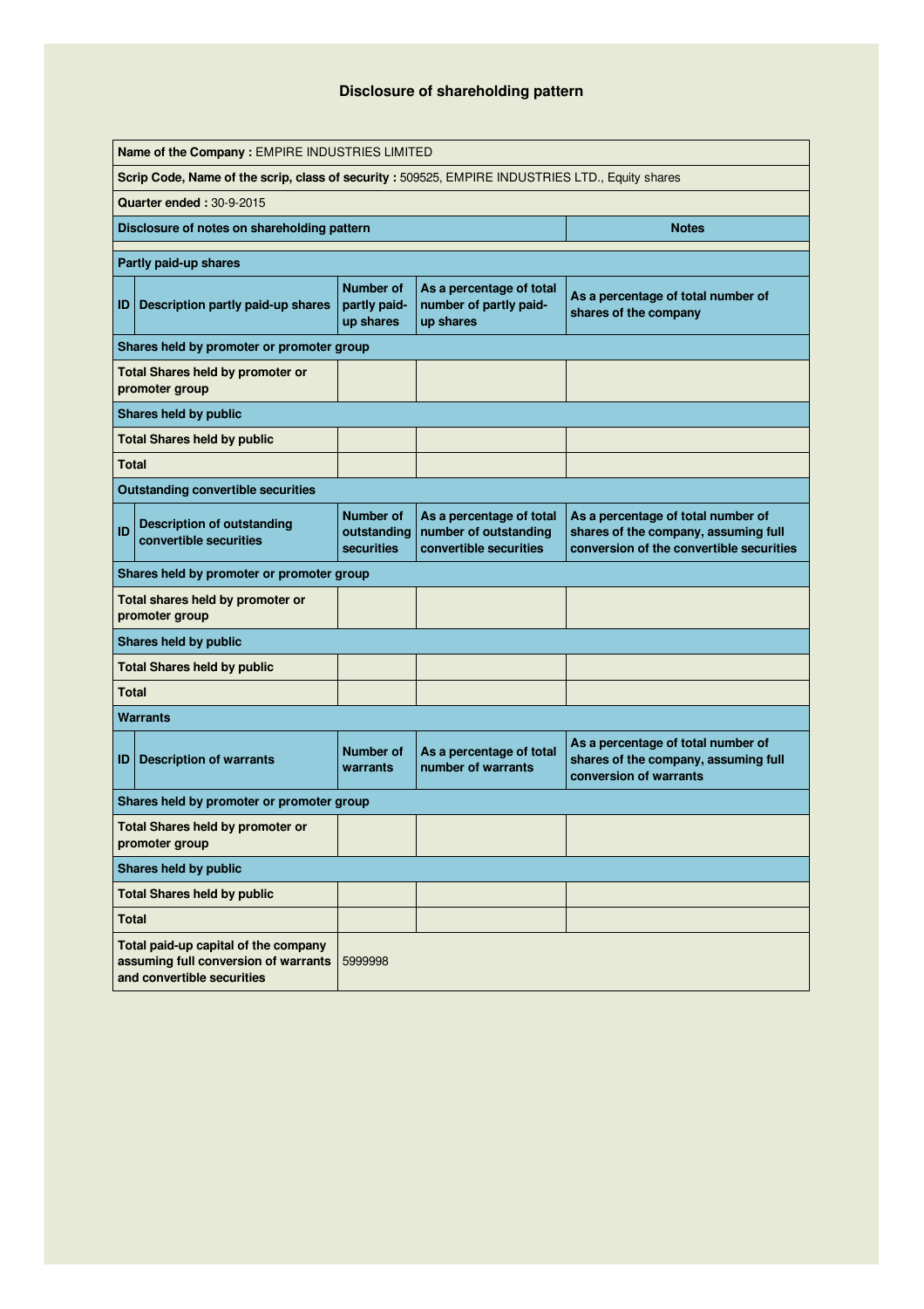# Disclosure of shareholding pattern

| | | | | |
|---|---|---|---|---|
| **Name of the Company :** EMPIRE INDUSTRIES LIMITED | | | | |
| **Scrip Code, Name of the scrip, class of security :** 509525, EMPIRE INDUSTRIES LTD., Equity shares | | | | |
| **Quarter ended :** 30-9-2015 | | | | |
| **Disclosure of notes on shareholding pattern** | | | | **Notes** |
| | | | | |
| **Partly paid-up shares** | | | | |
| **ID** | **Description partly paid-up shares** | **Number of partly paid-up shares** | **As a percentage of total number of partly paid-up shares** | **As a percentage of total number of shares of the company** |
| **Shares held by promoter or promoter group** | | | | |
| **Total Shares held by promoter or promoter group** | | | | |
| **Shares held by public** | | | | |
| **Total Shares held by public** | | | | |
| **Total** | | | | |
| **Outstanding convertible securities** | | | | |
| **ID** | **Description of outstanding convertible securities** | **Number of outstanding securities** | **As a percentage of total number of outstanding convertible securities** | **As a percentage of total number of shares of the company, assuming full conversion of the convertible securities** |
| **Shares held by promoter or promoter group** | | | | |
| **Total shares held by promoter or promoter group** | | | | |
| **Shares held by public** | | | | |
| **Total Shares held by public** | | | | |
| **Total** | | | | |
| **Warrants** | | | | |
| **ID** | **Description of warrants** | **Number of warrants** | **As a percentage of total number of warrants** | **As a percentage of total number of shares of the company, assuming full conversion of warrants** |
| **Shares held by promoter or promoter group** | | | | |
| **Total Shares held by promoter or promoter group** | | | | |
| **Shares held by public** | | | | |
| **Total Shares held by public** | | | | |
| **Total** | | | | |
| **Total paid-up capital of the company assuming full conversion of warrants and convertible securities** | | 5999998 | | |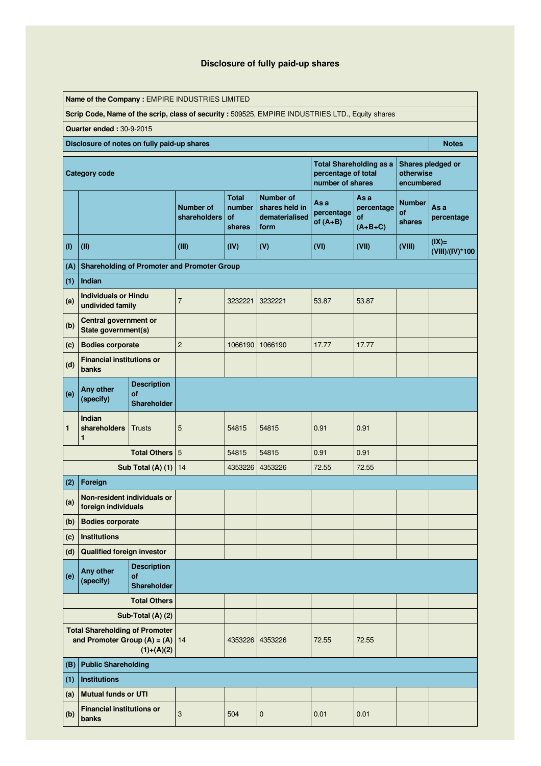## Disclosure of fully paid-up shares

| | | | | | | | | | |
|---|---|---|---|---|---|---|---|---|---|
| **Name of the Company :** EMPIRE INDUSTRIES LIMITED | | | | | | | | | |
| **Scrip Code, Name of the scrip, class of security :** 509525, EMPIRE INDUSTRIES LTD., Equity shares | | | | | | | | | |
| **Quarter ended :** 30-9-2015 | | | | | | | | | |
| **Disclosure of notes on fully paid-up shares** | | | | | | | | | **Notes** |
| **Category code** | | | | | | **Total Shareholding as a percentage of total number of shares** | | **Shares pledged or otherwise encumbered** | |
| | | | **Number of shareholders** | **Total number of shares** | **Number of shares held in dematerialised form** | **As a percentage of (A+B)** | **As a percentage of (A+B+C)** | **Number of shares** | **As a percentage** |
| **(I)** | **(II)** | | **(III)** | **(IV)** | **(V)** | **(VI)** | **(VII)** | **(VIII)** | **(IX)= (VIII)/(IV)*100** |
| **(A)** | **Shareholding of Promoter and Promoter Group** | | | | | | | | |
| **(1)** | **Indian** | | | | | | | | |
| **(a)** | **Individuals or Hindu undivided family** | | 7 | 3232221 | 3232221 | 53.87 | 53.87 | | |
| **(b)** | **Central government or State government(s)** | | | | | | | | |
| **(c)** | **Bodies corporate** | | 2 | 1066190 | 1066190 | 17.77 | 17.77 | | |
| **(d)** | **Financial institutions or banks** | | | | | | | | |
| **(e)** | **Any other (specify)** | **Description of Shareholder** | | | | | | | |
| **1** | **Indian shareholders 1** | Trusts | 5 | 54815 | 54815 | 0.91 | 0.91 | | |
| | | **Total Others** | 5 | 54815 | 54815 | 0.91 | 0.91 | | |
| | | **Sub Total (A) (1)** | 14 | 4353226 | 4353226 | 72.55 | 72.55 | | |
| **(2)** | **Foreign** | | | | | | | | |
| **(a)** | **Non-resident individuals or foreign individuals** | | | | | | | | |
| **(b)** | **Bodies corporate** | | | | | | | | |
| **(c)** | **Institutions** | | | | | | | | |
| **(d)** | **Qualified foreign investor** | | | | | | | | |
| **(e)** | **Any other (specify)** | **Description of Shareholder** | | | | | | | |
| | | **Total Others** | | | | | | | |
| | | **Sub-Total (A) (2)** | | | | | | | |
| **Total Shareholding of Promoter and Promoter Group (A) = (A)(1)+(A)(2)** | | | 14 | 4353226 | 4353226 | 72.55 | 72.55 | | |
| **(B)** | **Public Shareholding** | | | | | | | | |
| **(1)** | **Institutions** | | | | | | | | |
| **(a)** | **Mutual funds or UTI** | | | | | | | | |
| **(b)** | **Financial institutions or banks** | | 3 | 504 | 0 | 0.01 | 0.01 | | |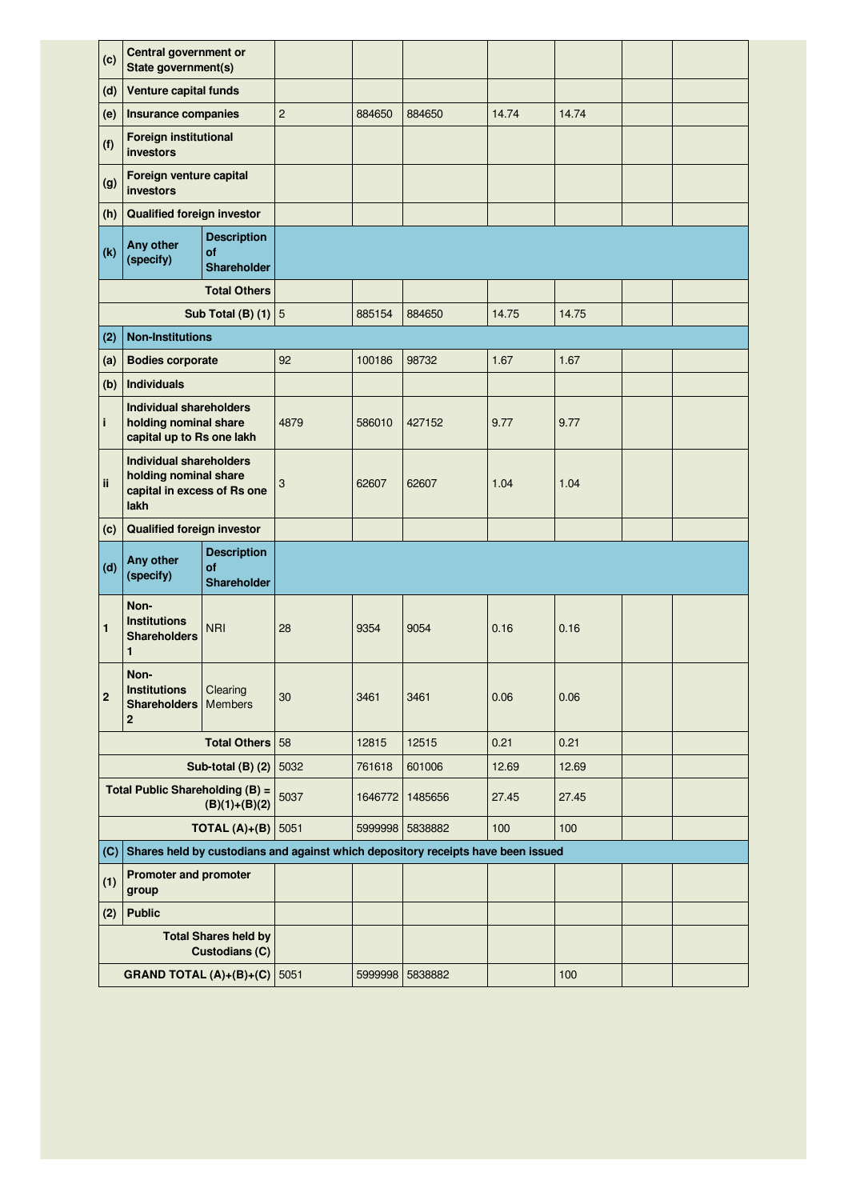| | | | | | | | | | |
|---|---|---|---|---|---|---|---|---|---|
| (c) | Central government or State government(s) | | | | | | | | |
| (d) | Venture capital funds | | | | | | | | |
| (e) | Insurance companies | | 2 | 884650 | 884650 | 14.74 | 14.74 | | |
| (f) | Foreign institutional investors | | | | | | | | |
| (g) | Foreign venture capital investors | | | | | | | | |
| (h) | Qualified foreign investor | | | | | | | | |
| (k) | Any other (specify) | Description of Shareholder | | | | | | | |
| | | Total Others | | | | | | | |
| | | Sub Total (B) (1) | 5 | 885154 | 884650 | 14.75 | 14.75 | | |
| (2) | Non-Institutions | | | | | | | | |
| (a) | Bodies corporate | | 92 | 100186 | 98732 | 1.67 | 1.67 | | |
| (b) | Individuals | | | | | | | | |
| i | Individual shareholders holding nominal share capital up to Rs one lakh | | 4879 | 586010 | 427152 | 9.77 | 9.77 | | |
| ii | Individual shareholders holding nominal share capital in excess of Rs one lakh | | 3 | 62607 | 62607 | 1.04 | 1.04 | | |
| (c) | Qualified foreign investor | | | | | | | | |
| (d) | Any other (specify) | Description of Shareholder | | | | | | | |
| 1 | Non-Institutions Shareholders 1 | NRI | 28 | 9354 | 9054 | 0.16 | 0.16 | | |
| 2 | Non-Institutions Shareholders 2 | Clearing Members | 30 | 3461 | 3461 | 0.06 | 0.06 | | |
| | | Total Others | 58 | 12815 | 12515 | 0.21 | 0.21 | | |
| | | Sub-total (B) (2) | 5032 | 761618 | 601006 | 12.69 | 12.69 | | |
| | | Total Public Shareholding (B) = (B)(1)+(B)(2) | 5037 | 1646772 | 1485656 | 27.45 | 27.45 | | |
| | | TOTAL (A)+(B) | 5051 | 5999998 | 5838882 | 100 | 100 | | |
| (C) | Shares held by custodians and against which depository receipts have been issued | | | | | | | | |
| (1) | Promoter and promoter group | | | | | | | | |
| (2) | Public | | | | | | | | |
| | | Total Shares held by Custodians (C) | | | | | | | |
| | | GRAND TOTAL (A)+(B)+(C) | 5051 | 5999998 | 5838882 | | 100 | | |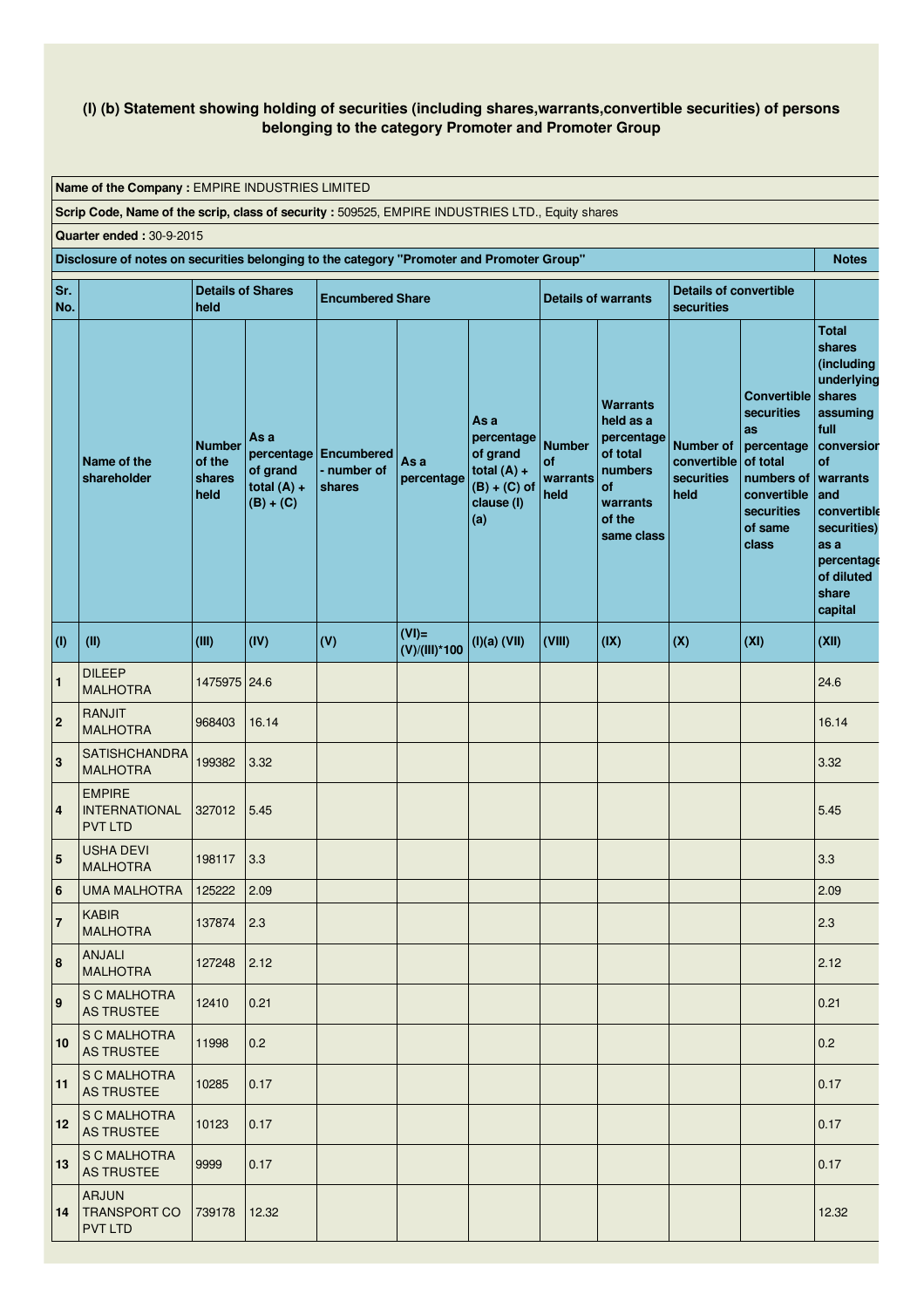# (I) (b) Statement showing holding of securities (including shares,warrants,convertible securities) of persons belonging to the category Promoter and Promoter Group

**Name of the Company :** EMPIRE INDUSTRIES LIMITED

**Scrip Code, Name of the scrip, class of security :** 509525, EMPIRE INDUSTRIES LTD., Equity shares

**Quarter ended :** 30-9-2015

| **Disclosure of notes on securities belonging to the category "Promoter and Promoter Group"** | **Notes** |
|---|---|

| Sr. No. | | Details of Shares held | | Encumbered Share | | | Details of warrants | | Details of convertible securities | | |
|---|---|---|---|---|---|---|---|---|---|---|---|
| | Name of the shareholder | Number of the shares held | As a percentage of grand total (A) + (B) + (C) | Encumbered - number of shares | As a percentage | As a percentage of grand total (A) + (B) + (C) of clause (I) (a) | Number of warrants held | Warrants held as a percentage of total numbers of warrants of the same class | Number of convertible securities held | Convertible securities as percentage of total numbers of convertible securities of same class | Total shares (including underlying shares assuming full conversion of warrants and convertible securities) as a percentage of diluted share capital |
| (I) | (II) | (III) | (IV) | (V) | (VI)= (V)/(III)*100 | (I)(a) (VII) | (VIII) | (IX) | (X) | (XI) | (XII) |
| 1 | DILEEP MALHOTRA | 1475975 | 24.6 | | | | | | | | 24.6 |
| 2 | RANJIT MALHOTRA | 968403 | 16.14 | | | | | | | | 16.14 |
| 3 | SATISHCHANDRA MALHOTRA | 199382 | 3.32 | | | | | | | | 3.32 |
| 4 | EMPIRE INTERNATIONAL PVT LTD | 327012 | 5.45 | | | | | | | | 5.45 |
| 5 | USHA DEVI MALHOTRA | 198117 | 3.3 | | | | | | | | 3.3 |
| 6 | UMA MALHOTRA | 125222 | 2.09 | | | | | | | | 2.09 |
| 7 | KABIR MALHOTRA | 137874 | 2.3 | | | | | | | | 2.3 |
| 8 | ANJALI MALHOTRA | 127248 | 2.12 | | | | | | | | 2.12 |
| 9 | S C MALHOTRA AS TRUSTEE | 12410 | 0.21 | | | | | | | | 0.21 |
| 10 | S C MALHOTRA AS TRUSTEE | 11998 | 0.2 | | | | | | | | 0.2 |
| 11 | S C MALHOTRA AS TRUSTEE | 10285 | 0.17 | | | | | | | | 0.17 |
| 12 | S C MALHOTRA AS TRUSTEE | 10123 | 0.17 | | | | | | | | 0.17 |
| 13 | S C MALHOTRA AS TRUSTEE | 9999 | 0.17 | | | | | | | | 0.17 |
| 14 | ARJUN TRANSPORT CO PVT LTD | 739178 | 12.32 | | | | | | | | 12.32 |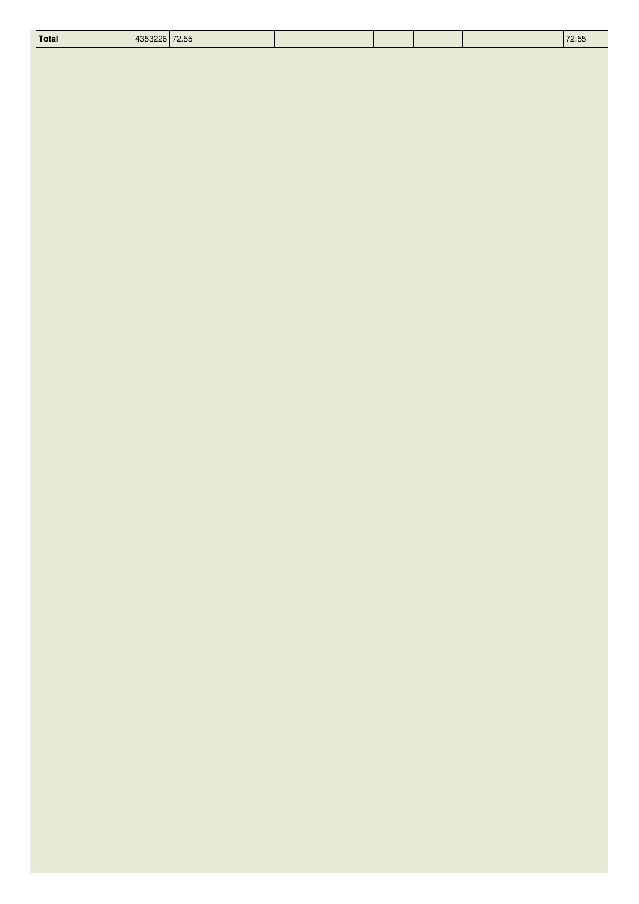| Total | 4353226 | 72.55 | | | | | | | | 72.55 |
|---|---|---|---|---|---|---|---|---|---|---|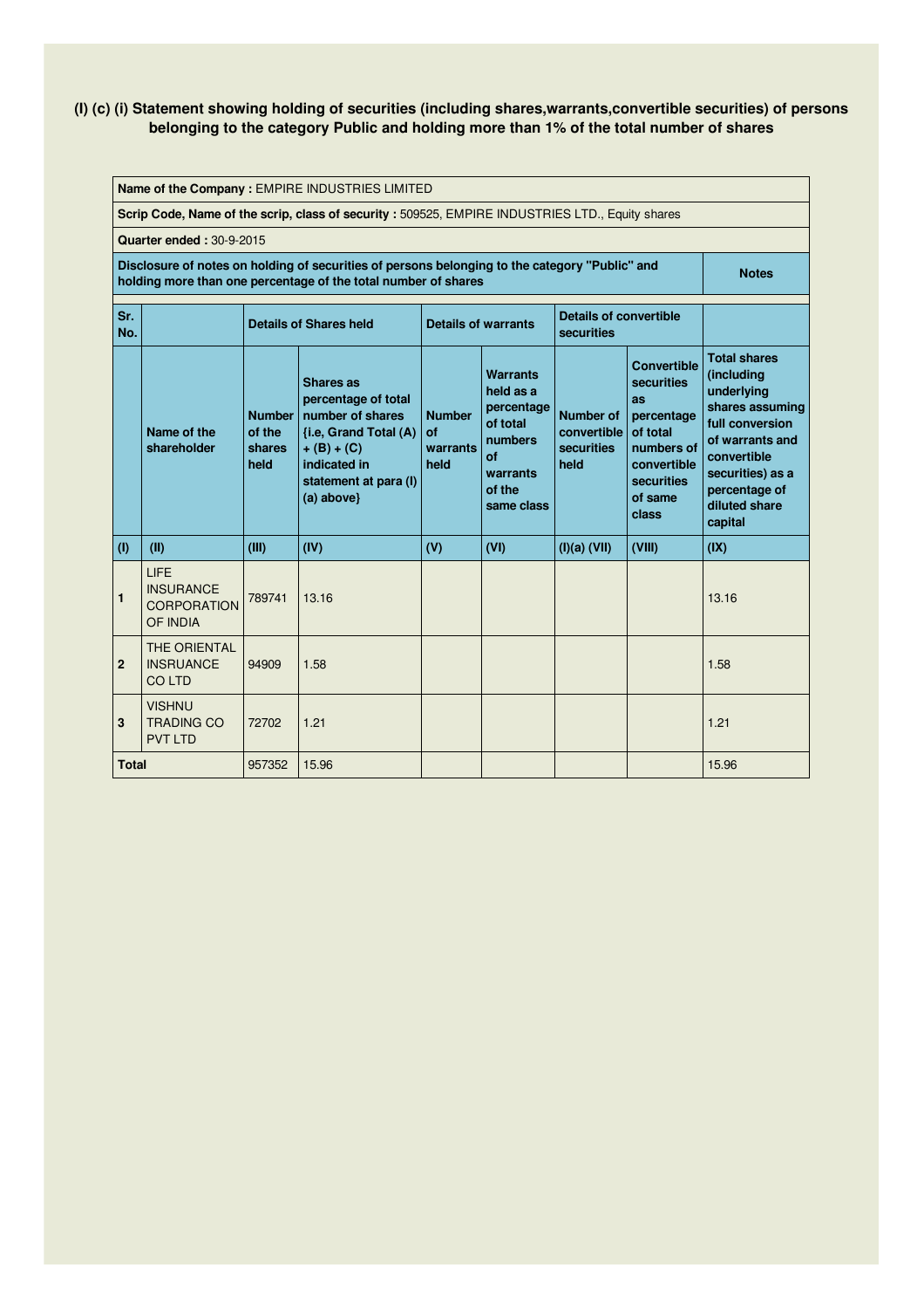## (I) (c) (i) Statement showing holding of securities (including shares,warrants,convertible securities) of persons belonging to the category Public and holding more than 1% of the total number of shares

**Name of the Company :** EMPIRE INDUSTRIES LIMITED

**Scrip Code, Name of the scrip, class of security :** 509525, EMPIRE INDUSTRIES LTD., Equity shares

**Quarter ended :** 30-9-2015

| **Disclosure of notes on holding of securities of persons belonging to the category "Public" and holding more than one percentage of the total number of shares** | **Notes** |
|---|---|

| Sr. No. | | Details of Shares held | | Details of warrants | | Details of convertible securities | | |
|---|---|---|---|---|---|---|---|---|
| | Name of the shareholder | Number of the shares held | Shares as percentage of total number of shares {i.e, Grand Total (A) + (B) + (C) indicated in statement at para (I) (a) above} | Number of warrants held | Warrants held as a percentage of total numbers of warrants of the same class | Number of convertible securities held | Convertible securities as percentage of total numbers of convertible securities of same class | Total shares (including underlying shares assuming full conversion of warrants and convertible securities) as a percentage of diluted share capital |
| (I) | (II) | (III) | (IV) | (V) | (VI) | (I)(a) (VII) | (VIII) | (IX) |
| 1 | LIFE INSURANCE CORPORATION OF INDIA | 789741 | 13.16 | | | | | 13.16 |
| 2 | THE ORIENTAL INSRUANCE CO LTD | 94909 | 1.58 | | | | | 1.58 |
| 3 | VISHNU TRADING CO PVT LTD | 72702 | 1.21 | | | | | 1.21 |
| Total | | 957352 | 15.96 | | | | | 15.96 |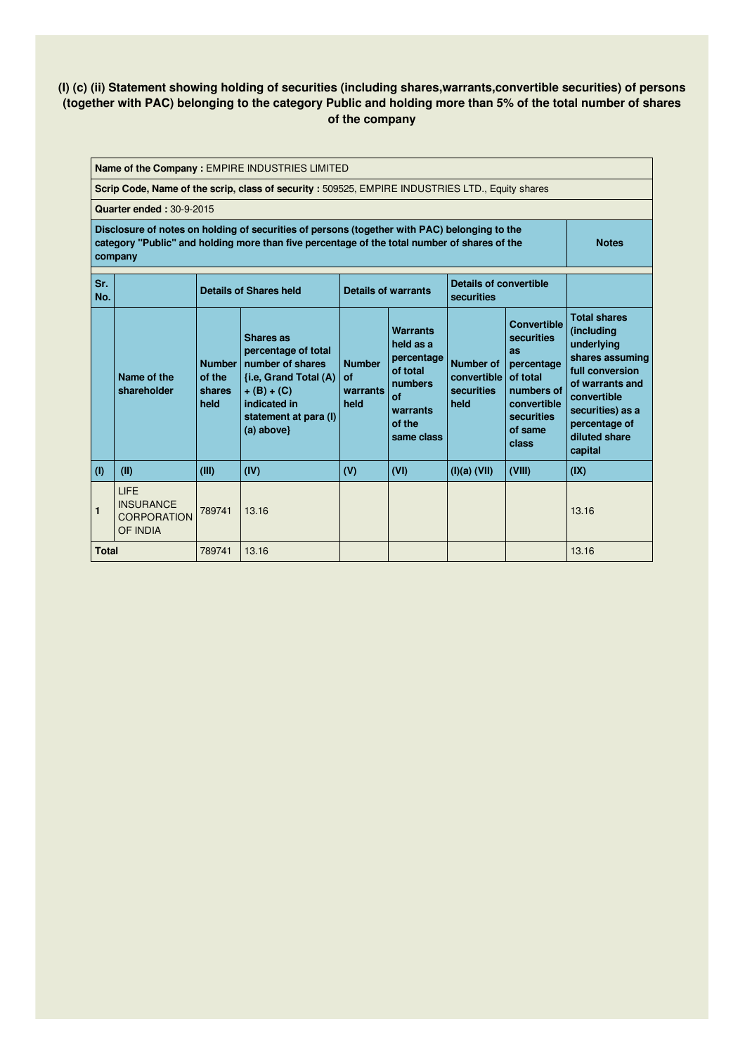**(I) (c) (ii) Statement showing holding of securities (including shares,warrants,convertible securities) of persons (together with PAC) belonging to the category Public and holding more than 5% of the total number of shares of the company**

| | | | | | | | | |
|---|---|---|---|---|---|---|---|---|
| **Name of the Company :** EMPIRE INDUSTRIES LIMITED | | | | | | | | |
| **Scrip Code, Name of the scrip, class of security :** 509525, EMPIRE INDUSTRIES LTD., Equity shares | | | | | | | | |
| **Quarter ended :** 30-9-2015 | | | | | | | | |
| **Disclosure of notes on holding of securities of persons (together with PAC) belonging to the category "Public" and holding more than five percentage of the total number of shares of the company** | | | | | | | | **Notes** |

| **Sr. No.** | | **Details of Shares held** | | **Details of warrants** | | **Details of convertible securities** | | |
|---|---|---|---|---|---|---|---|---|
| | **Name of the shareholder** | **Number of the shares held** | **Shares as percentage of total number of shares {i.e, Grand Total (A) + (B) + (C) indicated in statement at para (I) (a) above}** | **Number of warrants held** | **Warrants held as a percentage of total numbers of warrants of the same class** | **Number of convertible securities held** | **Convertible securities as percentage of total numbers of convertible securities of same class** | **Total shares (including underlying shares assuming full conversion of warrants and convertible securities) as a percentage of diluted share capital** |
| **(I)** | **(II)** | **(III)** | **(IV)** | **(V)** | **(VI)** | **(I)(a) (VII)** | **(VIII)** | **(IX)** |
| 1 | LIFE INSURANCE CORPORATION OF INDIA | 789741 | 13.16 | | | | | 13.16 |
| **Total** | | 789741 | 13.16 | | | | | 13.16 |